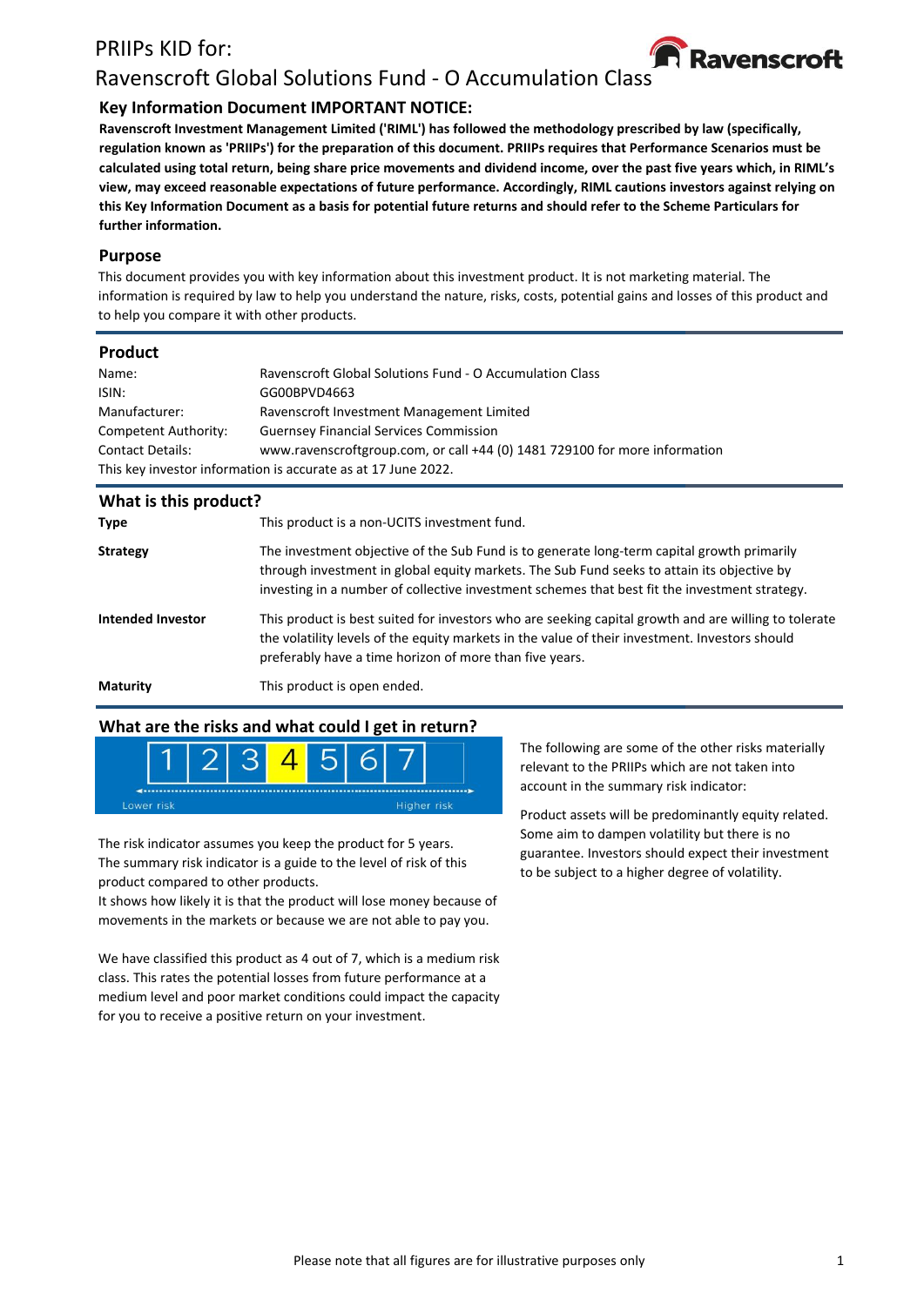# PRIIPs KID for:

# Ravenscroft Global Solutions Fund - O Accumulation Class

## Key Information Document IMPORTANT NOTICE:

**Ravenscroft Investment Management Limited ('RIML') has followed the methodology prescribed by law (specifically, regulation known as 'PRIIPs') for the preparation of this document. PRIIPs requires that Performance Scenarios must be calculated using total return, being share price movements and dividend income, over the past five years which, in RIML's view, may exceed reasonable expectations of future performance. Accordingly, RIML cautions investors against relying on this Key Information Document as a basis for potential future returns and should refer to the Scheme Particulars for further information.**

## Purpose

This document provides you with key information about this investment product. It is not marketing material. The information is required by law to help you understand the nature, risks, costs, potential gains and losses of this product and to help you compare it with other products.

## Product

| | |
|---|---|
| Name: | Ravenscroft Global Solutions Fund - O Accumulation Class |
| ISIN: | GG00BPVD4663 |
| Manufacturer: | Ravenscroft Investment Management Limited |
| Competent Authority: | Guernsey Financial Services Commission |
| Contact Details: | www.ravenscroftgroup.com, or call +44 (0) 1481 729100 for more information |

This key investor information is accurate as at 17 June 2022.

## What is this product?

**Type**
This product is a non-UCITS investment fund.

**Strategy**
The investment objective of the Sub Fund is to generate long-term capital growth primarily through investment in global equity markets. The Sub Fund seeks to attain its objective by investing in a number of collective investment schemes that best fit the investment strategy.

**Intended Investor**
This product is best suited for investors who are seeking capital growth and are willing to tolerate the volatility levels of the equity markets in the value of their investment. Investors should preferably have a time horizon of more than five years.

**Maturity**
This product is open ended.

## What are the risks and what could I get in return?

| 1 | 2 | 3 | **4** | 5 | 6 | 7 |
|---|---|---|---|---|---|---|

Lower risk — Higher risk

The risk indicator assumes you keep the product for 5 years.
The summary risk indicator is a guide to the level of risk of this product compared to other products.
It shows how likely it is that the product will lose money because of movements in the markets or because we are not able to pay you.

We have classified this product as 4 out of 7, which is a medium risk class. This rates the potential losses from future performance at a medium level and poor market conditions could impact the capacity for you to receive a positive return on your investment.

The following are some of the other risks materially relevant to the PRIIPs which are not taken into account in the summary risk indicator:

Product assets will be predominantly equity related. Some aim to dampen volatility but there is no guarantee. Investors should expect their investment to be subject to a higher degree of volatility.

Please note that all figures are for illustrative purposes only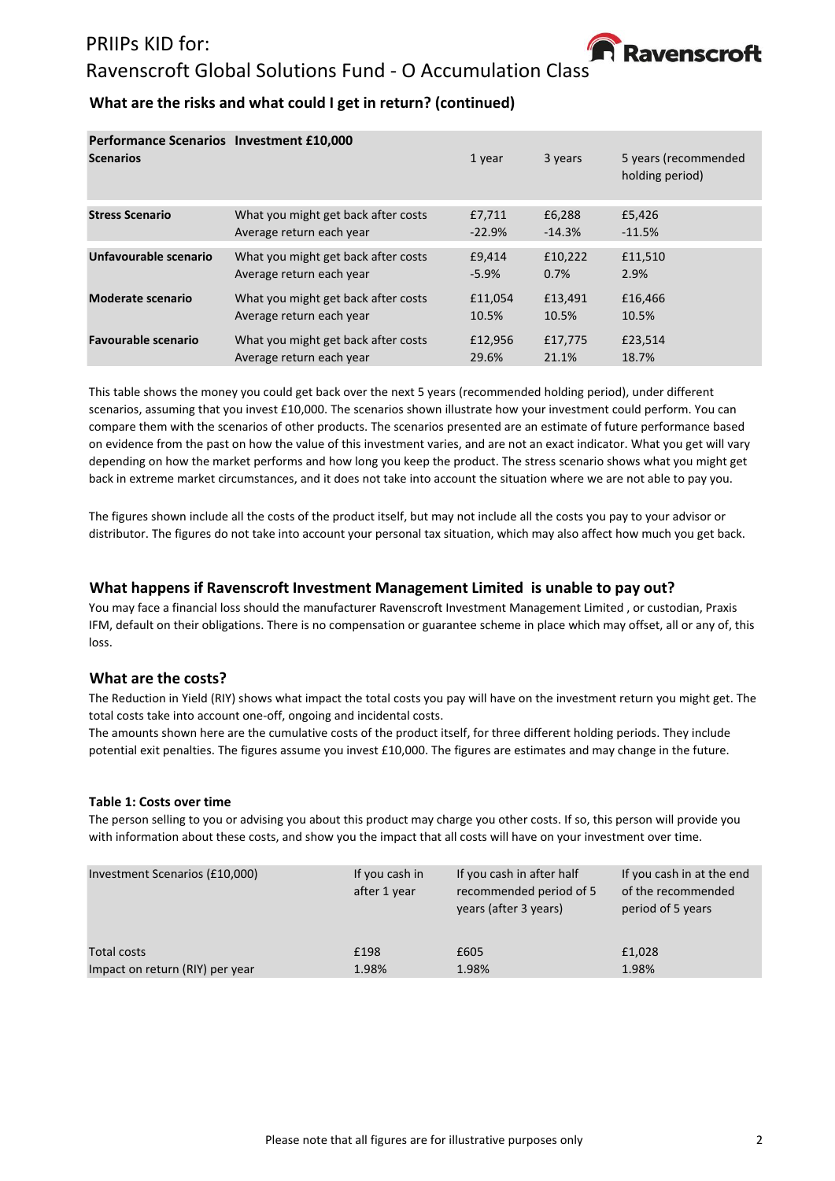## What are the risks and what could I get in return? (continued)

| Performance Scenarios Investment £10,000 | | | | |
|---|---|---|---|---|
| **Scenarios** | | 1 year | 3 years | 5 years (recommended holding period) |
| **Stress Scenario** | What you might get back after costs | £7,711 | £6,288 | £5,426 |
| | Average return each year | -22.9% | -14.3% | -11.5% |
| **Unfavourable scenario** | What you might get back after costs | £9,414 | £10,222 | £11,510 |
| | Average return each year | -5.9% | 0.7% | 2.9% |
| **Moderate scenario** | What you might get back after costs | £11,054 | £13,491 | £16,466 |
| | Average return each year | 10.5% | 10.5% | 10.5% |
| **Favourable scenario** | What you might get back after costs | £12,956 | £17,775 | £23,514 |
| | Average return each year | 29.6% | 21.1% | 18.7% |

This table shows the money you could get back over the next 5 years (recommended holding period), under different scenarios, assuming that you invest £10,000. The scenarios shown illustrate how your investment could perform. You can compare them with the scenarios of other products. The scenarios presented are an estimate of future performance based on evidence from the past on how the value of this investment varies, and are not an exact indicator. What you get will vary depending on how the market performs and how long you keep the product. The stress scenario shows what you might get back in extreme market circumstances, and it does not take into account the situation where we are not able to pay you.

The figures shown include all the costs of the product itself, but may not include all the costs you pay to your advisor or distributor. The figures do not take into account your personal tax situation, which may also affect how much you get back.

## What happens if Ravenscroft Investment Management Limited is unable to pay out?

You may face a financial loss should the manufacturer Ravenscroft Investment Management Limited , or custodian, Praxis IFM, default on their obligations. There is no compensation or guarantee scheme in place which may offset, all or any of, this loss.

## What are the costs?

The Reduction in Yield (RIY) shows what impact the total costs you pay will have on the investment return you might get. The total costs take into account one-off, ongoing and incidental costs.

The amounts shown here are the cumulative costs of the product itself, for three different holding periods. They include potential exit penalties. The figures assume you invest £10,000. The figures are estimates and may change in the future.

**Table 1: Costs over time**

The person selling to you or advising you about this product may charge you other costs. If so, this person will provide you with information about these costs, and show you the impact that all costs will have on your investment over time.

| Investment Scenarios (£10,000) | If you cash in after 1 year | If you cash in after half recommended period of 5 years (after 3 years) | If you cash in at the end of the recommended period of 5 years |
|---|---|---|---|
| Total costs | £198 | £605 | £1,028 |
| Impact on return (RIY) per year | 1.98% | 1.98% | 1.98% |

Please note that all figures are for illustrative purposes only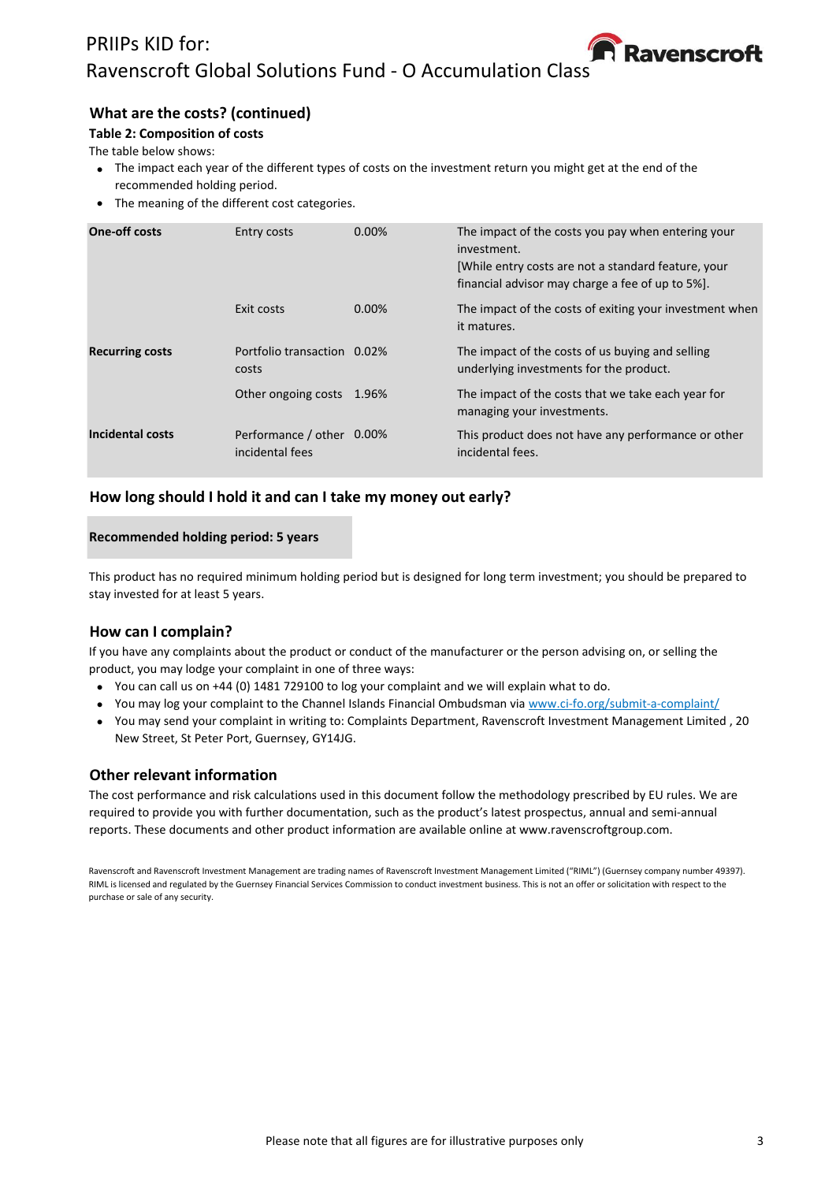## What are the costs? (continued)

### Table 2: Composition of costs

The table below shows:

- The impact each year of the different types of costs on the investment return you might get at the end of the recommended holding period.
- The meaning of the different cost categories.

| | | | |
|---|---|---|---|
| **One-off costs** | Entry costs | 0.00% | The impact of the costs you pay when entering your investment. [While entry costs are not a standard feature, your financial advisor may charge a fee of up to 5%]. |
| | Exit costs | 0.00% | The impact of the costs of exiting your investment when it matures. |
| **Recurring costs** | Portfolio transaction costs | 0.02% | The impact of the costs of us buying and selling underlying investments for the product. |
| | Other ongoing costs | 1.96% | The impact of the costs that we take each year for managing your investments. |
| **Incidental costs** | Performance / other incidental fees | 0.00% | This product does not have any performance or other incidental fees. |

## How long should I hold it and can I take my money out early?

**Recommended holding period: 5 years**

This product has no required minimum holding period but is designed for long term investment; you should be prepared to stay invested for at least 5 years.

## How can I complain?

If you have any complaints about the product or conduct of the manufacturer or the person advising on, or selling the product, you may lodge your complaint in one of three ways:

- You can call us on +44 (0) 1481 729100 to log your complaint and we will explain what to do.
- You may log your complaint to the Channel Islands Financial Ombudsman via www.ci-fo.org/submit-a-complaint/
- You may send your complaint in writing to: Complaints Department, Ravenscroft Investment Management Limited , 20 New Street, St Peter Port, Guernsey, GY14JG.

## Other relevant information

The cost performance and risk calculations used in this document follow the methodology prescribed by EU rules. We are required to provide you with further documentation, such as the product's latest prospectus, annual and semi-annual reports. These documents and other product information are available online at www.ravenscroftgroup.com.

Ravenscroft and Ravenscroft Investment Management are trading names of Ravenscroft Investment Management Limited ("RIML") (Guernsey company number 49397). RIML is licensed and regulated by the Guernsey Financial Services Commission to conduct investment business. This is not an offer or solicitation with respect to the purchase or sale of any security.

Please note that all figures are for illustrative purposes only